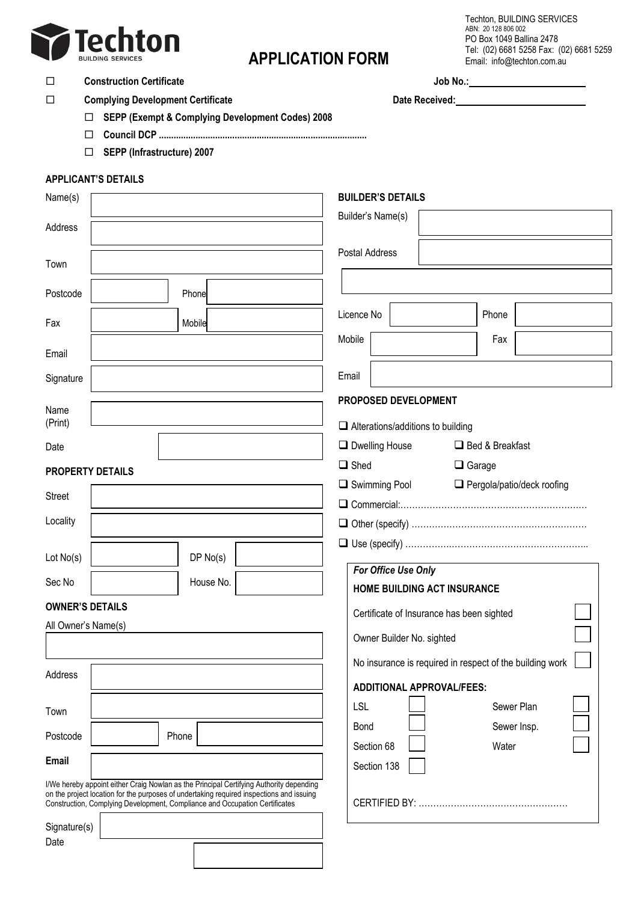Techton BUILDING SERVICES

# APPLICATION FORM

Techton, BUILDING SERVICES
ABN: 20 128 806 002
PO Box 1049 Ballina 2478
Tel: (02) 6681 5258 Fax: (02) 6681 5259
Email: info@techton.com.au

☐ **Construction Certificate** **Job No.:**\_\_\_\_\_\_\_\_\_\_\_\_\_\_\_\_\_\_\_\_

☐ **Complying Development Certificate** **Date Received:**\_\_\_\_\_\_\_\_\_\_\_\_\_\_\_\_\_\_\_\_

- ☐ **SEPP (Exempt & Complying Development Codes) 2008**
- ☐ **Council DCP ..................................................................................**
- ☐ **SEPP (Infrastructure) 2007**

## APPLICANT'S DETAILS

| | |
|---|---|
| Name(s) | |
| Address | |
| Town | |
| Postcode | Phone |
| Fax | Mobile |
| Email | |
| Signature | |
| Name (Print) | |
| Date | |

## PROPERTY DETAILS

| | | | |
|---|---|---|---|
| Street | | | |
| Locality | | | |
| Lot No(s) | | DP No(s) | |
| Sec No | | House No. | |

## OWNER'S DETAILS

All Owner's Name(s)

| | | | |
|---|---|---|---|
| Address | | | |
| Town | | | |
| Postcode | | Phone | |
| **Email** | | | |

I/We hereby appoint either Craig Nowlan as the Principal Certifying Authority depending on the project location for the purposes of undertaking required inspections and issuing Construction, Complying Development, Compliance and Occupation Certificates

Signature(s)

Date

## BUILDER'S DETAILS

| | | | |
|---|---|---|---|
| Builder's Name(s) | | | |
| Postal Address | | | |
| Licence No | | Phone | |
| Mobile | | Fax | |
| Email | | | |

## PROPOSED DEVELOPMENT

- ☐ Alterations/additions to building
- ☐ Dwelling House ☐ Bed & Breakfast
- ☐ Shed ☐ Garage
- ☐ Swimming Pool ☐ Pergola/patio/deck roofing
- ☐ Commercial:.................................................................
- ☐ Other (specify) ............................................................
- ☐ Use (specify) ...............................................................

*For Office Use Only*

**HOME BUILDING ACT INSURANCE**

- Certificate of Insurance has been sighted ☐
- Owner Builder No. sighted ☐
- No insurance is required in respect of the building work ☐

**ADDITIONAL APPROVAL/FEES:**

| | | | |
|---|---|---|---|
| LSL | ☐ | Sewer Plan | ☐ |
| Bond | ☐ | Sewer Insp. | ☐ |
| Section 68 | ☐ | Water | ☐ |
| Section 138 | ☐ | | |

CERTIFIED BY: ....................................................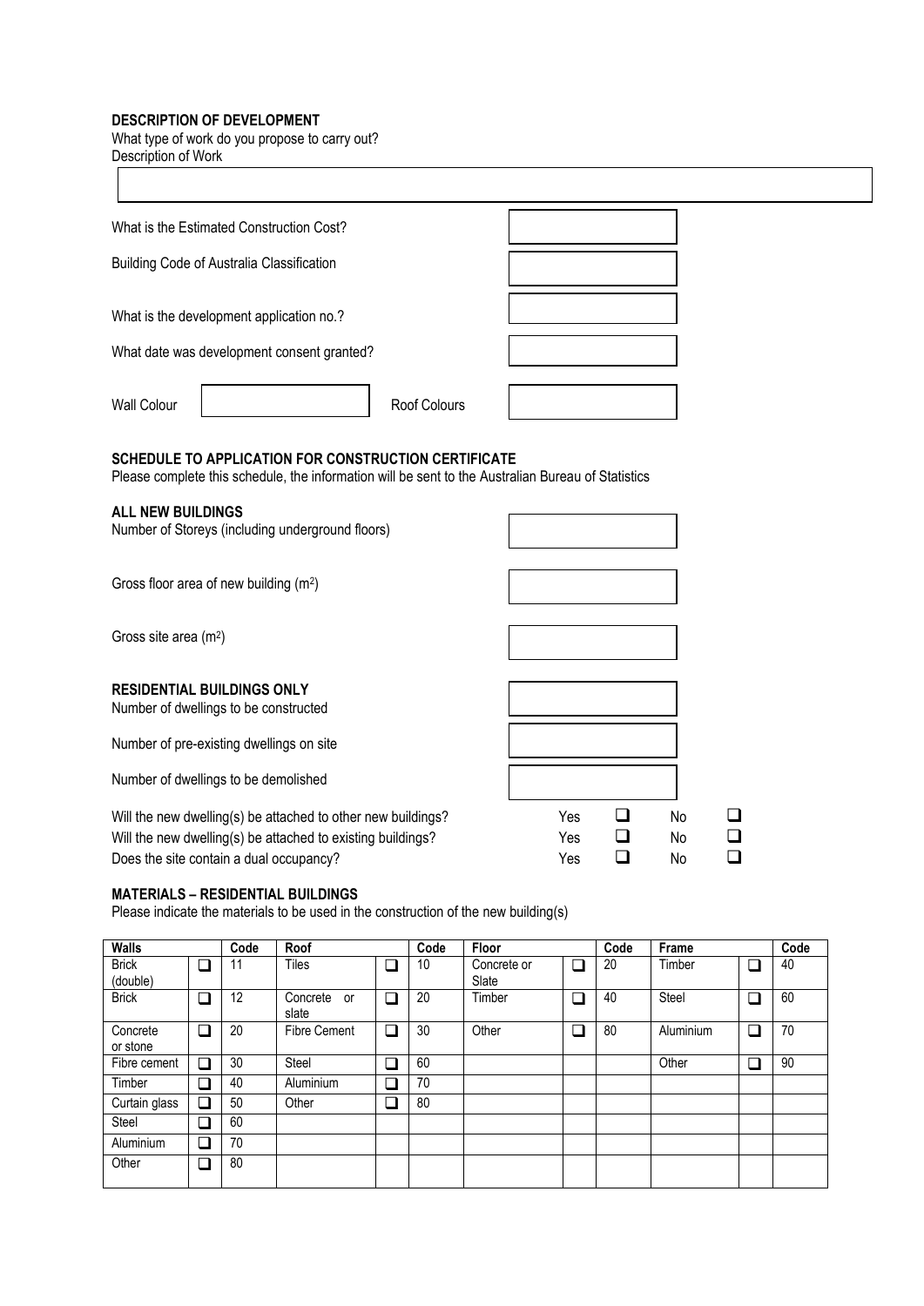**DESCRIPTION OF DEVELOPMENT**

What type of work do you propose to carry out?

Description of Work

What is the Estimated Construction Cost?

Building Code of Australia Classification

What is the development application no.?

What date was development consent granted?

Wall Colour | Roof Colours

**SCHEDULE TO APPLICATION FOR CONSTRUCTION CERTIFICATE**

Please complete this schedule, the information will be sent to the Australian Bureau of Statistics

**ALL NEW BUILDINGS**

Number of Storeys (including underground floors)

Gross floor area of new building ($m^2$)

Gross site area ($m^2$)

**RESIDENTIAL BUILDINGS ONLY**

Number of dwellings to be constructed

Number of pre-existing dwellings on site

Number of dwellings to be demolished

Will the new dwelling(s) be attached to other new buildings? Yes ❑ No ❑

Will the new dwelling(s) be attached to existing buildings? Yes ❑ No ❑

Does the site contain a dual occupancy? Yes ❑ No ❑

**MATERIALS – RESIDENTIAL BUILDINGS**

Please indicate the materials to be used in the construction of the new building(s)

| Walls | | Code | Roof | | Code | Floor | | Code | Frame | | Code |
|---|---|---|---|---|---|---|---|---|---|---|---|
| Brick (double) | ❑ | 11 | Tiles | ❑ | 10 | Concrete or Slate | ❑ | 20 | Timber | ❑ | 40 |
| Brick | ❑ | 12 | Concrete or slate | ❑ | 20 | Timber | ❑ | 40 | Steel | ❑ | 60 |
| Concrete or stone | ❑ | 20 | Fibre Cement | ❑ | 30 | Other | ❑ | 80 | Aluminium | ❑ | 70 |
| Fibre cement | ❑ | 30 | Steel | ❑ | 60 | | | | Other | ❑ | 90 |
| Timber | ❑ | 40 | Aluminium | ❑ | 70 | | | | | | |
| Curtain glass | ❑ | 50 | Other | ❑ | 80 | | | | | | |
| Steel | ❑ | 60 | | | | | | | | | |
| Aluminium | ❑ | 70 | | | | | | | | | |
| Other | ❑ | 80 | | | | | | | | | |